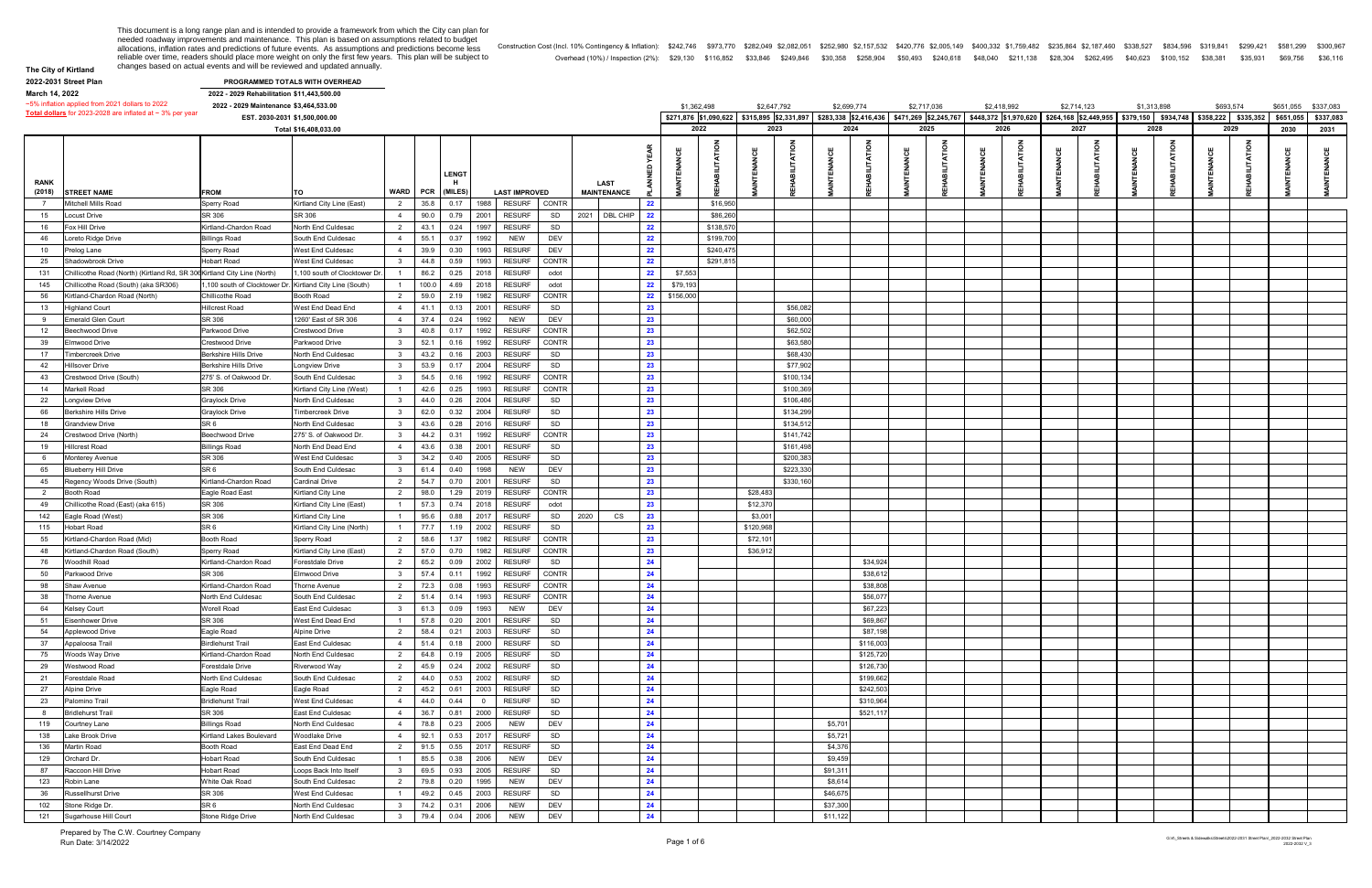This document is a long range plan and is intended to provide a framework from which the City can plan for needed roadway improvements and maintenance. This plan is based on assumptions related to budget allocations, inflation rates and predictions of future events. As assumptions and predictions become less reliable over time, readers should place more weight on only the first few years. This plan will be subject to changes based on actual events and will be reviewed and updated annually.

**The City of Kirtland**

**2022-2031 Street Plan**

**March 14, 2022**

~5% inflation applied from 2021 dollars to 2022

**Total dollars** for 2023-2028 are inflated at ~ 3% per year

**PROGRAMMED TOTALS WITH OVERHEAD**

2022 - 2029 Rehabilitation $11,443,500.00

2022 - 2029 Maintenance $3,464,533.00

EST. 2030-2031 $1,500,000.00

Total $16,408,033.00

| | 2022 Maintenance | 2022 Rehabilitation | 2023 Maintenance | 2023 Rehabilitation | 2024 Maintenance | 2024 Rehabilitation | 2025 Maintenance | 2025 Rehabilitation | 2026 Maintenance | 2026 Rehabilitation | 2027 Maintenance | 2027 Rehabilitation | 2028 Maintenance | 2028 Rehabilitation | 2029 Maintenance | 2029 Rehabilitation | 2030 Maintenance | 2031 Maintenance |
|---|---|---|---|---|---|---|---|---|---|---|---|---|---|---|---|---|---|---|
| Construction Cost (Incl. 10% Contingency & Inflation): | $242,746 | $973,770 | $282,049 | $2,082,051 | $252,980 | $2,157,532 | $420,776 | $2,005,149 | $400,332 | $1,759,482 | $235,864 | $2,187,460 | $338,527 | $834,596 | $319,841 | $299,421 | $581,299 | $300,967 |
| Overhead (10%) / Inspection (2%): | $29,130 | $116,852 | $33,846 | $249,846 | $30,358 | $258,904 | $50,493 | $240,618 | $48,040 | $211,138 | $28,304 | $262,495 | $40,623 | $100,152 | $38,381 | $35,931 | $69,756 | $36,116 |
| Year Total | $1,362,498 | | $2,647,797 | | $2,699,774 | | $2,717,036 | | $2,418,992 | | $2,714,123 | | $1,313,898 | | $693,574 | | $651,055 | $337,083 |
| Column Total | $271,876 | $1,090,622 | $315,895 | $2,331,897 | $283,338 | $2,416,436 | $471,269 | $2,245,767 | $448,372 | $1,970,620 | $264,168 | $2,449,955 | $379,150 | $934,748 | $358,222 | $335,352 | $651,055 | $337,083 |

| RANK (2018) | STREET NAME | FROM | TO | WARD | PCR | LENGTH (MILES) | LAST IMPROVED | | | LAST MAINTENANCE | | PLANNED YEAR | 2022 MAINTENANCE | 2022 REHABILITATION | 2023 MAINTENANCE | 2023 REHABILITATION | 2024 MAINTENANCE | 2024 REHABILITATION | 2025 MAINTENANCE | 2025 REHABILITATION | 2026 MAINTENANCE | 2026 REHABILITATION | 2027 MAINTENANCE | 2027 REHABILITATION | 2028 MAINTENANCE | 2028 REHABILITATION | 2029 MAINTENANCE | 2029 REHABILITATION | 2030 MAINTENANCE | 2031 MAINTENANCE |
|---|---|---|---|---|---|---|---|---|---|---|---|---|---|---|---|---|---|---|---|---|---|---|---|---|---|---|---|---|---|---|
| 7 | Mitchell Mills Road | Sperry Road | Kirtland City Line (East) | 2 | 35.8 | 0.17 | 1988 | RESURF | CONTR | | | 22 | | $16,950 | | | | | | | | | | | | | | | | |
| 15 | Locust Drive | SR 306 | SR 306 | 4 | 90.0 | 0.79 | 2001 | RESURF | SD | 2021 | DBL CHIP | 22 | | $86,260 | | | | | | | | | | | | | | | | |
| 16 | Fox Hill Drive | Kirtland-Chardon Road | North End Culdesac | 2 | 43.1 | 0.24 | 1997 | RESURF | SD | | | 22 | | $138,570 | | | | | | | | | | | | | | | | |
| 46 | Loreto Ridge Drive | Billings Road | South End Culdesac | 4 | 55.1 | 0.37 | 1992 | NEW | DEV | | | 22 | | $199,700 | | | | | | | | | | | | | | | | |
| 10 | Prelog Lane | Sperry Road | West End Culdesac | 4 | 39.9 | 0.30 | 1993 | RESURF | DEV | | | 22 | | $240,475 | | | | | | | | | | | | | | | | |
| 25 | Shadowbrook Drive | Hobart Road | West End Culdesac | 3 | 44.8 | 0.59 | 1993 | RESURF | CONTR | | | 22 | | $291,815 | | | | | | | | | | | | | | | | |
| 131 | Chillicothe Road (North) (Kirtland Rd, SR 306 | Kirtland City Line (North) | 1,100 south of Clocktower Dr. | 1 | 86.2 | 0.25 | 2018 | RESURF | odot | | | 22 | $7,553 | | | | | | | | | | | | | | | | | |
| 145 | Chillicothe Road (South) (aka SR306) | 1,100 south of Clocktower Dr. | Kirtland City Line (South) | 1 | 100.0 | 4.69 | 2018 | RESURF | odot | | | 22 | $79,193 | | | | | | | | | | | | | | | | | |
| 56 | Kirtland-Chardon Road (North) | Chillicothe Road | Booth Road | 2 | 59.0 | 2.19 | 1982 | RESURF | CONTR | | | 22 | $156,000 | | | | | | | | | | | | | | | | | |
| 13 | Highland Court | Hillcrest Road | West End Dead End | 4 | 41.1 | 0.13 | 2001 | RESURF | SD | | | 23 | | | | $56,082 | | | | | | | | | | | | | | |
| 9 | Emerald Glen Court | SR 306 | 1260' East of SR 306 | 4 | 37.4 | 0.24 | 1992 | NEW | DEV | | | 23 | | | | $60,000 | | | | | | | | | | | | | | |
| 12 | Beechwood Drive | Parkwood Drive | Crestwood Drive | 3 | 40.8 | 0.17 | 1992 | RESURF | CONTR | | | 23 | | | | $62,502 | | | | | | | | | | | | | | |
| 39 | Elmwood Drive | Crestwood Drive | Parkwood Drive | 3 | 52.1 | 0.16 | 1992 | RESURF | CONTR | | | 23 | | | | $63,580 | | | | | | | | | | | | | | |
| 17 | Timbercreek Drive | Berkshire Hills Drive | North End Culdesac | 3 | 43.2 | 0.16 | 2003 | RESURF | SD | | | 23 | | | | $68,430 | | | | | | | | | | | | | | |
| 42 | Hillsover Drive | Berkshire Hills Drive | Longview Drive | 3 | 53.9 | 0.17 | 2004 | RESURF | SD | | | 23 | | | | $77,902 | | | | | | | | | | | | | | |
| 43 | Crestwood Drive (South) | 275' S. of Oakwood Dr. | South End Culdesac | 3 | 54.5 | 0.16 | 1992 | RESURF | CONTR | | | 23 | | | | $100,134 | | | | | | | | | | | | | | |
| 14 | Markell Road | SR 306 | Kirtland City Line (West) | 1 | 42.6 | 0.25 | 1993 | RESURF | CONTR | | | 23 | | | | $100,369 | | | | | | | | | | | | | | |
| 22 | Longview Drive | Graylock Drive | North End Culdesac | 3 | 44.0 | 0.26 | 2004 | RESURF | SD | | | 23 | | | | $106,486 | | | | | | | | | | | | | | |
| 66 | Berkshire Hills Drive | Graylock Drive | Timbercreek Drive | 3 | 62.0 | 0.32 | 2004 | RESURF | SD | | | 23 | | | | $134,299 | | | | | | | | | | | | | | |
| 18 | Grandview Drive | SR 6 | North End Culdesac | 3 | 43.6 | 0.28 | 2016 | RESURF | SD | | | 23 | | | | $134,512 | | | | | | | | | | | | | | |
| 24 | Crestwood Drive (North) | Beechwood Drive | 275' S. of Oakwood Dr. | 3 | 44.2 | 0.31 | 1992 | RESURF | CONTR | | | 23 | | | | $141,742 | | | | | | | | | | | | | | |
| 19 | Hillcrest Road | Billings Road | North End Dead End | 4 | 43.6 | 0.38 | 2001 | RESURF | SD | | | 23 | | | | $161,498 | | | | | | | | | | | | | | |
| 6 | Monterey Avenue | SR 306 | West End Culdesac | 3 | 34.2 | 0.40 | 2005 | RESURF | SD | | | 23 | | | | $200,383 | | | | | | | | | | | | | | |
| 65 | Blueberry Hill Drive | SR 6 | South End Culdesac | 3 | 61.4 | 0.40 | 1998 | NEW | DEV | | | 23 | | | | $223,330 | | | | | | | | | | | | | | |
| 45 | Regency Woods Drive (South) | Kirtland-Chardon Road | Cardinal Drive | 2 | 54.7 | 0.70 | 2001 | RESURF | SD | | | 23 | | | | $330,160 | | | | | | | | | | | | | | |
| 2 | Booth Road | Eagle Road East | Kirtland City Line | 2 | 98.0 | 1.29 | 2019 | RESURF | CONTR | | | 23 | | | $28,483 | | | | | | | | | | | | | | | |
| 49 | Chillicothe Road (East) (aka 615) | SR 306 | Kirtland City Line (East) | 1 | 57.3 | 0.74 | 2018 | RESURF | odot | | | 23 | | | $12,370 | | | | | | | | | | | | | | | |
| 142 | Eagle Road (West) | SR 306 | Kirtland City Line | 1 | 95.6 | 0.88 | 2017 | RESURF | SD | 2020 | CS | 23 | | | $3,001 | | | | | | | | | | | | | | | |
| 115 | Hobart Road | SR 6 | Kirtland City Line (North) | 1 | 77.7 | 1.19 | 2002 | RESURF | SD | | | 23 | | | $120,968 | | | | | | | | | | | | | | | |
| 55 | Kirtland-Chardon Road (Mid) | Booth Road | Sperry Road | 2 | 58.6 | 1.37 | 1982 | RESURF | CONTR | | | 23 | | | $72,101 | | | | | | | | | | | | | | | |
| 48 | Kirtland-Chardon Road (South) | Sperry Road | Kirtland City Line (East) | 2 | 57.0 | 0.70 | 1982 | RESURF | CONTR | | | 23 | | | $36,912 | | | | | | | | | | | | | | | |
| 76 | Woodhill Road | Kirtland-Chardon Road | Forestdale Drive | 2 | 65.2 | 0.09 | 2002 | RESURF | SD | | | 24 | | | | | | $34,924 | | | | | | | | | | | | |
| 50 | Parkwood Drive | SR 306 | Elmwood Drive | 3 | 57.4 | 0.11 | 1992 | RESURF | CONTR | | | 24 | | | | | | $38,612 | | | | | | | | | | | | |
| 98 | Shaw Avenue | Kirtland-Chardon Road | Thorne Avenue | 2 | 72.3 | 0.08 | 1993 | RESURF | CONTR | | | 24 | | | | | | $38,808 | | | | | | | | | | | | |
| 38 | Thorne Avenue | North End Culdesac | South End Culdesac | 2 | 51.4 | 0.14 | 1993 | RESURF | CONTR | | | 24 | | | | | | $56,077 | | | | | | | | | | | | |
| 64 | Kelsey Court | Worell Road | East End Culdesac | 3 | 61.3 | 0.09 | 1993 | NEW | DEV | | | 24 | | | | | | $67,223 | | | | | | | | | | | | |
| 51 | Eisenhower Drive | SR 306 | West End Dead End | 1 | 57.8 | 0.20 | 2001 | RESURF | SD | | | 24 | | | | | | $69,867 | | | | | | | | | | | | |
| 54 | Applewood Drive | Eagle Road | Alpine Drive | 2 | 58.4 | 0.21 | 2003 | RESURF | SD | | | 24 | | | | | | $87,198 | | | | | | | | | | | | |
| 37 | Appaloosa Trail | Birdlehurst Trail | East End Culdesac | 4 | 51.4 | 0.18 | 2000 | RESURF | SD | | | 24 | | | | | | $116,003 | | | | | | | | | | | | |
| 75 | Woods Way Drive | Kirtland-Chardon Road | North End Culdesac | 2 | 64.8 | 0.19 | 2005 | RESURF | SD | | | 24 | | | | | | $125,720 | | | | | | | | | | | | |
| 29 | Westwood Road | Forestdale Drive | Riverwood Way | 2 | 45.9 | 0.24 | 2002 | RESURF | SD | | | 24 | | | | | | $126,730 | | | | | | | | | | | | |
| 21 | Forestdale Road | North End Culdesac | South End Culdesac | 2 | 44.0 | 0.53 | 2002 | RESURF | SD | | | 24 | | | | | | $199,662 | | | | | | | | | | | | |
| 27 | Alpine Drive | Eagle Road | Eagle Road | 2 | 45.2 | 0.61 | 2003 | RESURF | SD | | | 24 | | | | | | $242,503 | | | | | | | | | | | | |
| 23 | Palomino Trail | Bridlehurst Trail | West End Culdesac | 4 | 44.0 | 0.44 | 0 | RESURF | SD | | | 24 | | | | | | $310,964 | | | | | | | | | | | | |
| 8 | Bridlehurst Trail | SR 306 | East End Culdesac | 4 | 36.7 | 0.81 | 2000 | RESURF | SD | | | 24 | | | | | | $521,117 | | | | | | | | | | | | |
| 119 | Courtney Lane | Billings Road | North End Culdesac | 4 | 78.8 | 0.23 | 2005 | NEW | DEV | | | 24 | | | | | $5,701 | | | | | | | | | | | | | |
| 138 | Lake Brook Drive | Kirtland Lakes Boulevard | Woodlake Drive | 4 | 92.1 | 0.53 | 2017 | RESURF | SD | | | 24 | | | | | $5,721 | | | | | | | | | | | | | |
| 136 | Martin Road | Booth Road | East End Dead End | 2 | 91.5 | 0.55 | 2017 | RESURF | SD | | | 24 | | | | | $4,376 | | | | | | | | | | | | | |
| 129 | Orchard Dr. | Hobart Road | South End Culdesac | 1 | 85.5 | 0.38 | 2006 | NEW | DEV | | | 24 | | | | | $9,459 | | | | | | | | | | | | | |
| 87 | Raccoon Hill Drive | Hobart Road | Loops Back Into Itself | 3 | 69.5 | 0.93 | 2005 | RESURF | SD | | | 24 | | | | | $91,311 | | | | | | | | | | | | | |
| 123 | Robin Lane | White Oak Road | South End Culdesac | 2 | 79.8 | 0.20 | 1995 | NEW | DEV | | | 24 | | | | | $8,614 | | | | | | | | | | | | | |
| 36 | Russellhurst Drive | SR 306 | West End Culdesac | 1 | 49.2 | 0.45 | 2003 | RESURF | SD | | | 24 | | | | | $46,675 | | | | | | | | | | | | | |
| 102 | Stone Ridge Dr. | SR 6 | North End Culdesac | 3 | 74.2 | 0.31 | 2006 | NEW | DEV | | | 24 | | | | | $37,300 | | | | | | | | | | | | | |
| 121 | Sugarhouse Hill Court | Stone Ridge Drive | North End Culdesac | 3 | 79.4 | 0.04 | 2006 | NEW | DEV | | | 24 | | | | | $11,122 | | | | | | | | | | | | | |

Prepared by The C.W. Courtney Company

Run Date: 3/14/2022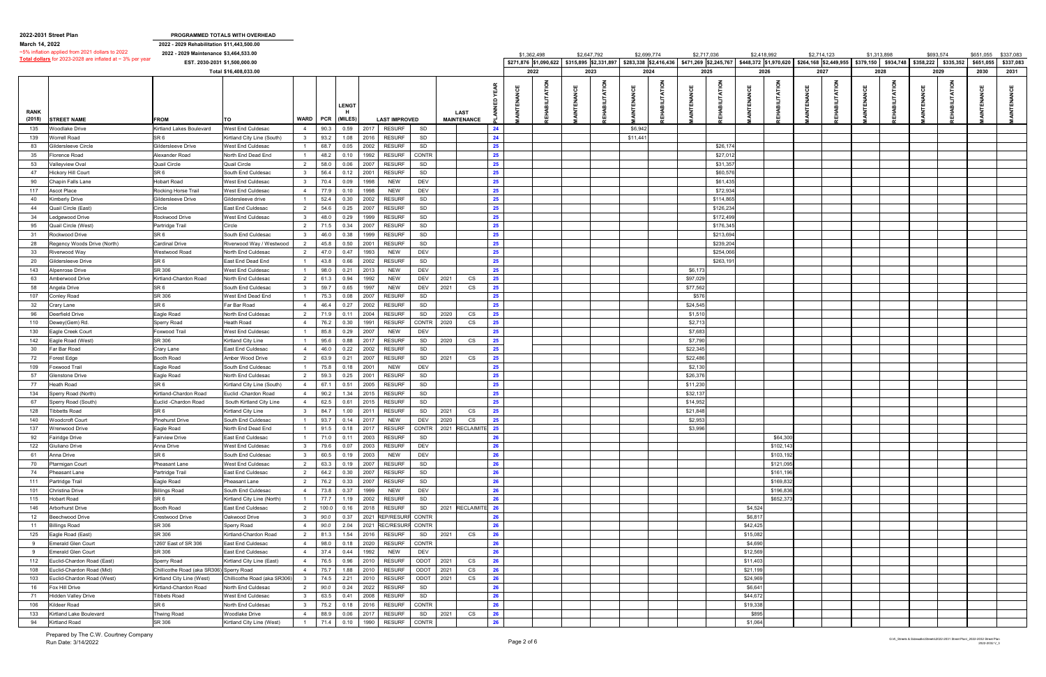**2022-2031 Street Plan**
**March 14, 2022**
~5% inflation applied from 2021 dollars to 2022
Total dollars for 2023-2028 are inflated at ~3% per year

**PROGRAMMED TOTALS WITH OVERHEAD**
2022 - 2029 Rehabilitation $11,443,500.00
2022 - 2029 Maintenance $3,464,533.00
EST. 2030-2031 $1,500,000.00
Total $16,408,033.00

| RANK (2018) | STREET NAME | FROM | TO | WARD | PCR | LENGTH (MILES) | LAST IMPROVED | | | LAST MAINTENANCE | | PLANNED YEAR | 2022 MAINTENANCE | 2022 REHABILITATION | 2023 MAINTENANCE | 2023 REHABILITATION | 2024 MAINTENANCE | 2024 REHABILITATION | 2025 MAINTENANCE | 2025 REHABILITATION | 2026 MAINTENANCE | 2026 REHABILITATION | 2027 MAINTENANCE | 2027 REHABILITATION | 2028 MAINTENANCE | 2028 REHABILITATION | 2029 MAINTENANCE | 2029 REHABILITATION | 2030 MAINTENANCE | 2031 MAINTENANCE |
|---|---|---|---|---|---|---|---|---|---|---|---|---|---|---|---|---|---|---|---|---|---|---|---|---|---|---|---|---|---|---|
| | | | | | | | | | | | | | $1,362,498 | | $2,647,792 | | $2,699,774 | | $2,717,036 | | $2,418,992 | | $2,714,123 | | $1,313,898 | | $693,574 | | $651,055 | $337,083 |
| | | | | | | | | | | | | | $271,876 | $1,090,622 | $315,895 | $2,331,897 | $283,338 | $2,416,436 | $471,269 | $2,245,767 | $448,372 | $1,970,620 | $264,168 | $2,449,955 | $379,150 | $934,748 | $358,222 | $335,352 | $651,055 | $337,083 |
| 135 | Woodlake Drive | Kirtland Lakes Boulevard | West End Culdesac | 4 | 90.3 | 0.59 | 2017 | RESURF | SD | | | 24 | | | | | $6,942 | | | | | | | | | | | | | |
| 139 | Worrell Road | SR 6 | Kirtland City Line (South) | 3 | 93.2 | 1.08 | 2016 | RESURF | SD | | | 24 | | | | | $11,441 | | | | | | | | | | | | | |
| 83 | Gildersleeve Circle | Gildersleeve Drive | West End Culdesac | 1 | 68.7 | 0.05 | 2002 | RESURF | SD | | | 25 | | | | | | | | $26,174 | | | | | | | | | | |
| 35 | Florence Road | Alexander Road | North End Dead End | 1 | 48.2 | 0.10 | 1992 | RESURF | CONTR | | | 25 | | | | | | | | $27,012 | | | | | | | | | | |
| 53 | Valleyview Oval | Quail Circle | Quail Circle | 2 | 58.0 | 0.06 | 2007 | RESURF | SD | | | 25 | | | | | | | | $31,357 | | | | | | | | | | |
| 47 | Hickory Hill Court | SR 6 | South End Culdesac | 3 | 56.4 | 0.12 | 2001 | RESURF | SD | | | 25 | | | | | | | | $60,576 | | | | | | | | | | |
| 90 | Chapin Falls Lane | Hobart Road | West End Culdesac | 3 | 70.4 | 0.09 | 1998 | NEW | DEV | | | 25 | | | | | | | | $61,435 | | | | | | | | | | |
| 117 | Ascot Place | Rocking Horse Trail | West End Culdesac | 4 | 77.9 | 0.10 | 1998 | NEW | DEV | | | 25 | | | | | | | | $72,934 | | | | | | | | | | |
| 40 | Kimberly Drive | Gildersleeve Drive | Gildersleeve drive | 1 | 52.4 | 0.30 | 2002 | RESURF | SD | | | 25 | | | | | | | | $114,865 | | | | | | | | | | |
| 44 | Quail Circle (East) | Circle | East End Culdesac | 2 | 54.6 | 0.25 | 2007 | RESURF | SD | | | 25 | | | | | | | | $126,234 | | | | | | | | | | |
| 34 | Ledgewood Drive | Rockwood Drive | West End Culdesac | 3 | 48.0 | 0.29 | 1999 | RESURF | SD | | | 25 | | | | | | | | $172,499 | | | | | | | | | | |
| 95 | Quail Circle (West) | Partridge Trail | Circle | 2 | 71.5 | 0.34 | 2007 | RESURF | SD | | | 25 | | | | | | | | $176,345 | | | | | | | | | | |
| 31 | Rockwood Drive | SR 6 | South End Culdesac | 3 | 46.0 | 0.38 | 1999 | RESURF | SD | | | 25 | | | | | | | | $213,694 | | | | | | | | | | |
| 28 | Regency Woods Drive (North) | Cardinal Drive | Riverwood Way / Westwood | 2 | 45.8 | 0.50 | 2001 | RESURF | SD | | | 25 | | | | | | | | $239,204 | | | | | | | | | | |
| 33 | Riverwood Way | Westwood Road | North End Culdesac | 2 | 47.0 | 0.47 | 1993 | NEW | DEV | | | 25 | | | | | | | | $254,066 | | | | | | | | | | |
| 20 | Gildersleeve Drive | SR 6 | East End Dead End | 1 | 43.8 | 0.66 | 2002 | RESURF | SD | | | 25 | | | | | | | | $263,191 | | | | | | | | | | |
| 143 | Alpenrose Drive | SR 306 | West End Culdesac | 1 | 98.0 | 0.21 | 2013 | NEW | DEV | | | 25 | | | | | | | $6,173 | | | | | | | | | | | |
| 63 | Amberwood Drive | Kirtland-Chardon Road | North End Culdesac | 2 | 61.3 | 0.94 | 1992 | NEW | DEV | 2021 | CS | 25 | | | | | | | $97,029 | | | | | | | | | | | |
| 58 | Angela Drive | SR 6 | South End Culdesac | 3 | 59.7 | 0.65 | 1997 | NEW | DEV | 2021 | CS | 25 | | | | | | | $77,562 | | | | | | | | | | | |
| 107 | Conley Road | SR 306 | West End Dead End | 1 | 75.3 | 0.08 | 2007 | RESURF | SD | | | 25 | | | | | | | $576 | | | | | | | | | | | |
| 32 | Crary Lane | SR 6 | Far Bar Road | 4 | 46.4 | 0.27 | 2002 | RESURF | SD | | | 25 | | | | | | | $24,545 | | | | | | | | | | | |
| 96 | Deerfield Drive | Eagle Road | North End Culdesac | 2 | 71.9 | 0.11 | 2004 | RESURF | SD | 2020 | CS | 25 | | | | | | | $1,510 | | | | | | | | | | | |
| 110 | Dewey(Gem) Rd. | Sperry Road | Heath Road | 4 | 76.2 | 0.30 | 1991 | RESURF | CONTR | 2020 | CS | 25 | | | | | | | $2,713 | | | | | | | | | | | |
| 130 | Eagle Creek Court | Foxwood Trail | West End Culdesac | 1 | 85.8 | 0.29 | 2007 | NEW | DEV | | | 25 | | | | | | | $7,683 | | | | | | | | | | | |
| 142 | Eagle Road (West) | SR 306 | Kirtland City Line | 1 | 95.6 | 0.88 | 2017 | RESURF | SD | 2020 | CS | 25 | | | | | | | $7,790 | | | | | | | | | | | |
| 30 | Far Bar Road | Crary Lane | East End Culdesac | 4 | 46.0 | 0.22 | 2002 | RESURF | SD | | | 25 | | | | | | | $22,345 | | | | | | | | | | | |
| 72 | Forest Edge | Booth Road | Amber Wood Drive | 2 | 63.9 | 0.21 | 2007 | RESURF | SD | 2021 | CS | 25 | | | | | | | $22,486 | | | | | | | | | | | |
| 109 | Foxwood Trail | Eagle Road | South End Culdesac | 1 | 75.8 | 0.18 | 2001 | NEW | DEV | | | 25 | | | | | | | $2,130 | | | | | | | | | | | |
| 57 | Glenstone Drive | Eagle Road | North End Culdesac | 2 | 59.3 | 0.25 | 2001 | RESURF | SD | | | 25 | | | | | | | $26,376 | | | | | | | | | | | |
| 77 | Heath Road | SR 6 | Kirtland City Line (South) | 4 | 67.1 | 0.51 | 2005 | RESURF | SD | | | 25 | | | | | | | $11,230 | | | | | | | | | | | |
| 134 | Sperry Road (North) | Kirtland-Chardon Road | Euclid -Chardon Road | 4 | 90.2 | 1.34 | 2015 | RESURF | SD | | | 25 | | | | | | | $32,137 | | | | | | | | | | | |
| 67 | Sperry Road (South) | Euclid -Chardon Road | South Kirtland City Line | 4 | 62.5 | 0.61 | 2015 | RESURF | SD | | | 25 | | | | | | | $14,952 | | | | | | | | | | | |
| 128 | Tibbetts Road | SR 6 | Kirtland City Line | 3 | 84.7 | 1.00 | 2011 | RESURF | SD | 2021 | CS | 25 | | | | | | | $21,848 | | | | | | | | | | | |
| 140 | Woodcroft Court | Pinehurst Drive | South End Culdesac | 1 | 93.7 | 0.14 | 2017 | NEW | DEV | 2020 | CS | 25 | | | | | | | $2,953 | | | | | | | | | | | |
| 137 | Wrenwood Drive | Eagle Road | North End Dead End | 1 | 91.5 | 0.18 | 2017 | RESURF | CONTR | 2021 | RECLAIMITE | 25 | | | | | | | $3,996 | | | | | | | | | | | |
| 92 | Fairidge Drive | Fairview Drive | East End Culdesac | 1 | 71.0 | 0.11 | 2003 | RESURF | SD | | | 26 | | | | | | | | | | $64,300 | | | | | | | | |
| 122 | Giuliano Drive | Anna Drive | West End Culdesac | 3 | 79.6 | 0.07 | 2003 | RESURF | DEV | | | 26 | | | | | | | | | | $102,143 | | | | | | | | |
| 61 | Anna Drive | SR 6 | South End Culdesac | 3 | 60.5 | 0.19 | 2003 | NEW | DEV | | | 26 | | | | | | | | | | $103,192 | | | | | | | | |
| 70 | Ptarmigan Court | Pheasant Lane | West End Culdesac | 2 | 63.3 | 0.19 | 2007 | RESURF | SD | | | 26 | | | | | | | | | | $121,095 | | | | | | | | |
| 74 | Pheasant Lane | Partridge Trail | East End Culdesac | 2 | 64.2 | 0.30 | 2007 | RESURF | SD | | | 26 | | | | | | | | | | $161,196 | | | | | | | | |
| 111 | Partridge Trail | Eagle Road | Pheasant Lane | 2 | 76.2 | 0.33 | 2007 | RESURF | SD | | | 26 | | | | | | | | | | $169,832 | | | | | | | | |
| 101 | Christina Drive | Billings Road | South End Culdesac | 4 | 73.8 | 0.37 | 1999 | NEW | DEV | | | 26 | | | | | | | | | | $196,836 | | | | | | | | |
| 115 | Hobart Road | SR 6 | Kirtland City Line (North) | 1 | 77.7 | 1.19 | 2002 | RESURF | SD | | | 26 | | | | | | | | | | $652,373 | | | | | | | | |
| 146 | Arborhurst Drive | Booth Road | East End Culdesac | 2 | 100.0 | 0.16 | 2018 | RESURF | SD | 2021 | RECLAIMITE | 26 | | | | | | | | | $4,524 | | | | | | | | | |
| 12 | Beechwood Drive | Crestwood Drive | Oakwood Drive | 3 | 90.0 | 0.37 | 2021 | REP/RESURF | CONTR | | | 26 | | | | | | | | | $6,817 | | | | | | | | | |
| 11 | Billings Road | SR 306 | Sperry Road | 4 | 90.0 | 2.04 | 2021 | REC/RESURF | CONTR | | | 26 | | | | | | | | | $42,425 | | | | | | | | | |
| 125 | Eagle Road (East) | SR 306 | Kirtland-Chardon Road | 2 | 81.3 | 1.54 | 2016 | RESURF | SD | 2021 | CS | 26 | | | | | | | | | $15,082 | | | | | | | | | |
| 9 | Emerald Glen Court | 1260' East of SR 306 | East End Culdesac | 4 | 98.0 | 0.18 | 2020 | RESURF | CONTR | | | 26 | | | | | | | | | $4,690 | | | | | | | | | |
| 9 | Emerald Glen Court | SR 306 | East End Culdesac | 4 | 37.4 | 0.44 | 1992 | NEW | DEV | | | 26 | | | | | | | | | $12,569 | | | | | | | | | |
| 112 | Euclid-Chardon Road (East) | Sperry Road | Kirtland City Line (East) | 4 | 76.5 | 0.96 | 2010 | RESURF | ODOT | 2021 | CS | 26 | | | | | | | | | $11,403 | | | | | | | | | |
| 108 | Euclid-Chardon Road (Mid) | Chillicothe Road (aka SR306) | Sperry Road | 4 | 75.7 | 1.88 | 2010 | RESURF | ODOT | 2021 | CS | 26 | | | | | | | | | $21,199 | | | | | | | | | |
| 103 | Euclid-Chardon Road (West) | Kirtland City Line (West) | Chillicothe Road (aka SR306) | 3 | 74.5 | 2.21 | 2010 | RESURF | ODOT | 2021 | CS | 26 | | | | | | | | | $24,969 | | | | | | | | | |
| 16 | Fox Hill Drive | Kirtland-Chardon Road | North End Culdesac | 2 | 90.0 | 0.24 | 2022 | RESURF | SD | | | 26 | | | | | | | | | $6,641 | | | | | | | | | |
| 71 | Hidden Valley Drive | Tibbets Road | West End Culdesac | 3 | 63.5 | 0.41 | 2008 | RESURF | SD | | | 26 | | | | | | | | | $44,672 | | | | | | | | | |
| 106 | Kildeer Road | SR 6 | North End Culdesac | 3 | 75.2 | 0.18 | 2016 | RESURF | CONTR | | | 26 | | | | | | | | | $19,338 | | | | | | | | | |
| 133 | Kirtland Lake Boulevard | Thwing Road | Woodlake Drive | 4 | 88.9 | 0.06 | 2017 | RESURF | SD | 2021 | CS | 26 | | | | | | | | | $895 | | | | | | | | | |
| 94 | Kirtland Road | SR 306 | Kirtland City Line (West) | 1 | 71.4 | 0.10 | 1990 | RESURF | CONTR | | | 26 | | | | | | | | | $1,064 | | | | | | | | | |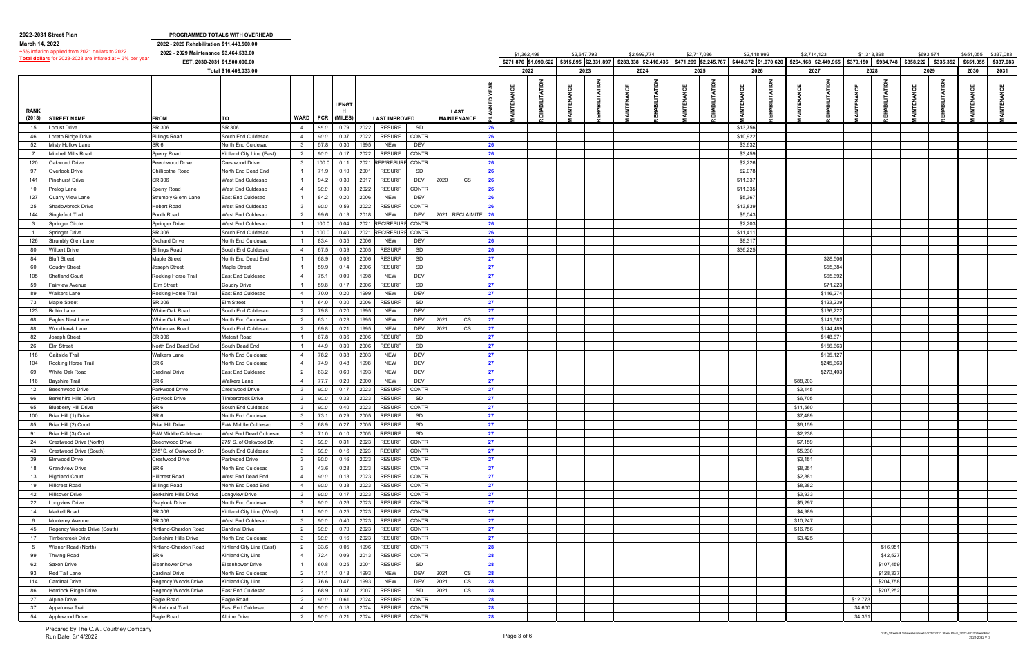**2022-2031 Street Plan**
**March 14, 2022**
~5% inflation applied from 2021 dollars to 2022
**Total dollars** for 2023-2028 are inflated at ~ 3% per year

**PROGRAMMED TOTALS WITH OVERHEAD**
2022 - 2029 Rehabilitation $11,443,500.00
2022 - 2029 Maintenance $3,464,533.00
EST. 2030-2031 $1,500,000.00
Total $16,408,033.00

| | | | | | | | | | | | | | 2022 | | 2023 | | 2024 | | 2025 | | 2026 | | 2027 | | 2028 | | 2029 | | 2030 | 2031 |
|---|---|---|---|---|---|---|---|---|---|---|---|---|---|---|---|---|---|---|---|---|---|---|---|---|---|---|---|---|---|---|
| | | | | | | | | | | | | | $1,362,498 | | $2,647,792 | | $2,699,774 | | $2,717,036 | | $2,418,992 | | $2,714,123 | | $1,313,898 | | $693,574 | | $651,055 | $337,083 |
| | | | | | | | | | | | | | $271,876 | $1,090,622 | $315,895 | $2,331,897 | $283,338 | $2,416,436 | $471,269 | $2,245,767 | $448,372 | $1,970,620 | $264,168 | $2,449,955 | $379,150 | $934,748 | $358,222 | $335,352 | $651,055 | $337,083 |
| RANK (2018) | STREET NAME | FROM | TO | WARD | PCR | LENGTH (MILES) | LAST IMPROVED | | | LAST MAINTENANCE | | PLANNED YEAR | MAINTENANCE | REHABILITATION | MAINTENANCE | REHABILITATION | MAINTENANCE | REHABILITATION | MAINTENANCE | REHABILITATION | MAINTENANCE | REHABILITATION | MAINTENANCE | REHABILITATION | MAINTENANCE | REHABILITATION | MAINTENANCE | REHABILITATION | MAINTENANCE | MAINTENANCE |
| 15 | Locust Drive | SR 306 | SR 306 | 4 | 85.0 | 0.79 | 2022 | RESURF | SD | | | 26 | | | | | | | | | $13,756 | | | | | | | | | |
| 46 | Loreto Ridge Drive | Billings Road | South End Culdesac | 4 | 90.0 | 0.37 | 2022 | RESURF | CONTR | | | 26 | | | | | | | | | $10,922 | | | | | | | | | |
| 52 | Misty Hollow Lane | SR 6 | North End Culdesac | 3 | 57.8 | 0.30 | 1995 | NEW | DEV | | | 26 | | | | | | | | | $3,632 | | | | | | | | | |
| 7 | Mitchell Mills Road | Sperry Road | Kirtland City Line (East) | 2 | 90.0 | 0.17 | 2022 | RESURF | CONTR | | | 26 | | | | | | | | | $3,459 | | | | | | | | | |
| 120 | Oakwood Drive | Beechwood Drive | Crestwood Drive | 3 | 100.0 | 0.11 | 2021 | REP/RESURF | CONTR | | | 26 | | | | | | | | | $2,226 | | | | | | | | | |
| 97 | Overlook Drive | Chillicothe Road | North End Dead End | 1 | 71.9 | 0.10 | 2001 | RESURF | SD | | | 26 | | | | | | | | | $2,078 | | | | | | | | | |
| 141 | Pinehurst Drive | SR 306 | West End Culdesac | 1 | 94.2 | 0.30 | 2017 | RESURF | DEV | 2020 | CS | 26 | | | | | | | | | $11,337 | | | | | | | | | |
| 10 | Prelog Lane | Sperry Road | West End Culdesac | 4 | 90.0 | 0.30 | 2022 | RESURF | CONTR | | | 26 | | | | | | | | | $11,335 | | | | | | | | | |
| 127 | Quarry View Lane | Strumbly Glenn Lane | East End Culdesac | 1 | 84.2 | 0.20 | 2006 | NEW | DEV | | | 26 | | | | | | | | | $5,367 | | | | | | | | | |
| 25 | Shadowbrook Drive | Hobart Road | West End Culdesac | 3 | 90.0 | 0.59 | 2022 | RESURF | CONTR | | | 26 | | | | | | | | | $13,839 | | | | | | | | | |
| 144 | Singlefoot Trail | Booth Road | West End Culdesac | 2 | 99.6 | 0.13 | 2018 | NEW | DEV | 2021 | RECLAIMITE | 26 | | | | | | | | | $5,043 | | | | | | | | | |
| 3 | Springer Circle | Springer Drive | West End Culdesac | 1 | 100.0 | 0.04 | 2021 | REC/RESURF | CONTR | | | 26 | | | | | | | | | $2,203 | | | | | | | | | |
| 1 | Springer Drive | SR 306 | South End Culdesac | 1 | 100.0 | 0.40 | 2021 | REC/RESURF | CONTR | | | 26 | | | | | | | | | $11,411 | | | | | | | | | |
| 126 | Strumbly Glen Lane | Orchard Drive | North End Culdesac | 1 | 83.4 | 0.35 | 2006 | NEW | DEV | | | 26 | | | | | | | | | $8,317 | | | | | | | | | |
| 80 | Wilbert Drive | Billings Road | South End Culdesac | 4 | 67.5 | 0.39 | 2005 | RESURF | SD | | | 26 | | | | | | | | | $36,225 | | | | | | | | | |
| 84 | Bluff Street | Maple Street | North End Dead End | 1 | 68.9 | 0.08 | 2006 | RESURF | SD | | | 27 | | | | | | | | | | | | $28,506 | | | | | | |
| 60 | Coudry Street | Joseph Street | Maple Street | 1 | 59.9 | 0.14 | 2006 | RESURF | SD | | | 27 | | | | | | | | | | | | $55,384 | | | | | | |
| 105 | Shetland Court | Rocking Horse Trail | East End Culdesac | 4 | 75.1 | 0.09 | 1998 | NEW | DEV | | | 27 | | | | | | | | | | | | $65,692 | | | | | | |
| 59 | Fairview Avenue | Elm Street | Coudry Drive | 1 | 59.8 | 0.17 | 2006 | RESURF | SD | | | 27 | | | | | | | | | | | | $71,223 | | | | | | |
| 89 | Walkers Lane | Rocking Horse Trail | East End Culdesac | 4 | 70.0 | 0.20 | 1999 | NEW | DEV | | | 27 | | | | | | | | | | | | $116,274 | | | | | | |
| 73 | Maple Street | SR 306 | Elm Street | 1 | 64.0 | 0.30 | 2006 | RESURF | SD | | | 27 | | | | | | | | | | | | $123,239 | | | | | | |
| 123 | Robin Lane | White Oak Road | South End Culdesac | 2 | 79.8 | 0.20 | 1995 | NEW | DEV | | | 27 | | | | | | | | | | | | $136,222 | | | | | | |
| 68 | Eagles Nest Lane | White Oak Road | North End Culdesac | 2 | 63.1 | 0.23 | 1995 | NEW | DEV | 2021 | CS | 27 | | | | | | | | | | | | $141,582 | | | | | | |
| 88 | Woodhawk Lane | White oak Road | South End Culdesac | 2 | 69.8 | 0.21 | 1995 | NEW | DEV | 2021 | CS | 27 | | | | | | | | | | | | $144,489 | | | | | | |
| 82 | Joseph Street | SR 306 | Metcalf Road | 1 | 67.8 | 0.36 | 2006 | RESURF | SD | | | 27 | | | | | | | | | | | | $148,671 | | | | | | |
| 26 | Elm Street | North End Dead End | South Dead End | 1 | 44.9 | 0.39 | 2006 | RESURF | SD | | | 27 | | | | | | | | | | | | $156,663 | | | | | | |
| 118 | Gaitside Trail | Walkers Lane | North End Culdesac | 4 | 78.2 | 0.38 | 2003 | NEW | DEV | | | 27 | | | | | | | | | | | | $195,127 | | | | | | |
| 104 | Rocking Horse Trail | SR 6 | North End Culdesac | 4 | 74.9 | 0.48 | 1998 | NEW | DEV | | | 27 | | | | | | | | | | | | $245,663 | | | | | | |
| 69 | White Oak Road | Cradinal Drive | East End Culdesac | 2 | 63.2 | 0.60 | 1993 | NEW | DEV | | | 27 | | | | | | | | | | | | $273,403 | | | | | | |
| 116 | Bayshire Trail | SR 6 | Walkers Lane | 4 | 77.7 | 0.20 | 2000 | NEW | DEV | | | 27 | | | | | | | | | | | $88,203 | | | | | | | |
| 12 | Beechwood Drive | Parkwood Drive | Crestwood Drive | 3 | 90.0 | 0.17 | 2023 | RESURF | CONTR | | | 27 | | | | | | | | | | | $3,145 | | | | | | | |
| 66 | Berkshire Hills Drive | Graylock Drive | Timbercreek Drive | 3 | 90.0 | 0.32 | 2023 | RESURF | SD | | | 27 | | | | | | | | | | | $6,705 | | | | | | | |
| 65 | Blueberry Hill Drive | SR 6 | South End Culdesac | 3 | 90.0 | 0.40 | 2023 | RESURF | CONTR | | | 27 | | | | | | | | | | | $11,560 | | | | | | | |
| 100 | Briar Hill (1) Drive | SR 6 | North End Culdesac | 3 | 73.1 | 0.29 | 2005 | RESURF | SD | | | 27 | | | | | | | | | | | $7,489 | | | | | | | |
| 85 | Briar Hill (2) Court | Briar Hill Drive | E-W Middle Culdesac | 3 | 68.9 | 0.27 | 2005 | RESURF | SD | | | 27 | | | | | | | | | | | $6,159 | | | | | | | |
| 91 | Briar Hill (3) Court | E-W Middle Culdesac | West End Dead Culdesac | 3 | 71.0 | 0.10 | 2005 | RESURF | SD | | | 27 | | | | | | | | | | | $2,238 | | | | | | | |
| 24 | Crestwood Drive (North) | Beechwood Drive | 275' S. of Oakwood Dr. | 3 | 90.0 | 0.31 | 2023 | RESURF | CONTR | | | 27 | | | | | | | | | | | $7,159 | | | | | | | |
| 43 | Crestwood Drive (South) | 275' S. of Oakwood Dr. | South End Culdesac | 3 | 90.0 | 0.16 | 2023 | RESURF | CONTR | | | 27 | | | | | | | | | | | $5,230 | | | | | | | |
| 39 | Elmwood Drive | Crestwood Drive | Parkwood Drive | 3 | 90.0 | 0.16 | 2023 | RESURF | CONTR | | | 27 | | | | | | | | | | | $3,151 | | | | | | | |
| 18 | Grandview Drive | SR 6 | North End Culdesac | 3 | 43.6 | 0.28 | 2023 | RESURF | CONTR | | | 27 | | | | | | | | | | | $8,251 | | | | | | | |
| 13 | Highland Court | Hillcrest Road | West End Dead End | 4 | 90.0 | 0.13 | 2023 | RESURF | CONTR | | | 27 | | | | | | | | | | | $2,881 | | | | | | | |
| 19 | Hillcrest Road | Billings Road | North End Dead End | 4 | 90.0 | 0.38 | 2023 | RESURF | CONTR | | | 27 | | | | | | | | | | | $8,282 | | | | | | | |
| 42 | Hillsover Drive | Berkshire Hills Drive | Longview Drive | 3 | 90.0 | 0.17 | 2023 | RESURF | CONTR | | | 27 | | | | | | | | | | | $3,933 | | | | | | | |
| 22 | Longview Drive | Graylock Drive | North End Culdesac | 3 | 90.0 | 0.26 | 2023 | RESURF | CONTR | | | 27 | | | | | | | | | | | $5,297 | | | | | | | |
| 14 | Markell Road | SR 306 | Kirtland City Line (West) | 1 | 90.0 | 0.25 | 2023 | RESURF | CONTR | | | 27 | | | | | | | | | | | $4,989 | | | | | | | |
| 6 | Monterey Avenue | SR 306 | West End Culdesac | 3 | 90.0 | 0.40 | 2023 | RESURF | CONTR | | | 27 | | | | | | | | | | | $10,247 | | | | | | | |
| 45 | Regency Woods Drive (South) | Kirtland-Chardon Road | Cardinal Drive | 2 | 90.0 | 0.70 | 2023 | RESURF | CONTR | | | 27 | | | | | | | | | | | $16,756 | | | | | | | |
| 17 | Timbercreek Drive | Berkshire Hills Drive | North End Culdesac | 3 | 90.0 | 0.16 | 2023 | RESURF | CONTR | | | 27 | | | | | | | | | | | $3,425 | | | | | | | |
| 5 | Wisner Road (North) | Kirtland-Chardon Road | Kirtland City Line (East) | 2 | 33.6 | 0.05 | 1996 | RESURF | CONTR | | | 28 | | | | | | | | | | | | | | $16,951 | | | | |
| 99 | Thwing Road | SR 6 | Kirtland City Line | 4 | 72.4 | 0.09 | 2013 | RESURF | CONTR | | | 28 | | | | | | | | | | | | | | $42,527 | | | | |
| 62 | Saxon Drive | Eisenhower Drive | Eisenhower Drive | 1 | 60.8 | 0.25 | 2001 | RESURF | SD | | | 28 | | | | | | | | | | | | | | $107,459 | | | | |
| 93 | Red Tail Lane | Cardinal Drive | North End Culdesac | 2 | 71.1 | 0.13 | 1993 | NEW | DEV | 2021 | CS | 28 | | | | | | | | | | | | | | $128,337 | | | | |
| 114 | Cardinal Drive | Regency Woods Drive | Kirtland City Line | 2 | 76.6 | 0.47 | 1993 | NEW | DEV | 2021 | CS | 28 | | | | | | | | | | | | | | $204,758 | | | | |
| 86 | Hemlock Ridge Drive | Regency Woods Drive | East End Culdesac | 2 | 68.9 | 0.37 | 2007 | RESURF | SD | 2021 | CS | 28 | | | | | | | | | | | | | | $207,252 | | | | |
| 27 | Alpine Drive | Eagle Road | Eagle Road | 2 | 90.0 | 0.61 | 2024 | RESURF | CONTR | | | 28 | | | | | | | | | | | | | $12,773 | | | | | |
| 37 | Appaloosa Trail | Birdlehurst Trail | East End Culdesac | 4 | 90.0 | 0.18 | 2024 | RESURF | CONTR | | | 28 | | | | | | | | | | | | | $4,600 | | | | | |
| 54 | Applewood Drive | Eagle Road | Alpine Drive | 2 | 90.0 | 0.21 | 2024 | RESURF | CONTR | | | 28 | | | | | | | | | | | | | $4,351 | | | | | |

Prepared by The C.W. Courtney Company
Run Date: 3/14/2022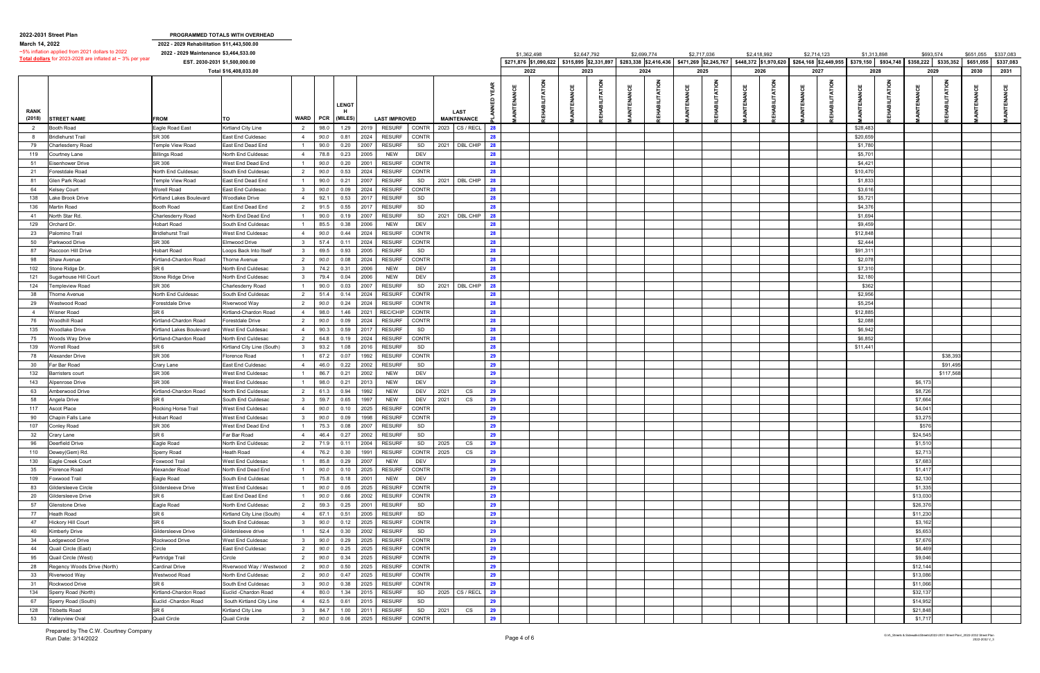**2022-2031 Street Plan**
**March 14, 2022**
~5% inflation applied from 2021 dollars to 2022
**Total dollars** for 2023-2028 are inflated at ~ 3% per year

**PROGRAMMED TOTALS WITH OVERHEAD**
2022 - 2029 Rehabilitation $11,443,500.00
2022 - 2029 Maintenance $3,464,533.00
EST. 2030-2031 $1,500,000.00
Total $16,408,033.00

| RANK (2018) | STREET NAME | FROM | TO | WARD | PCR | LENGTH (MILES) | LAST IMPROVED | | | LAST MAINTENANCE | | PLANNED YEAR | 2022 ($1,362,498) | | 2023 ($2,647,792) | | 2024 ($2,699,774) | | 2025 ($2,717,036) | | 2026 ($2,418,992) | | 2027 ($2,714,123) | | 2028 ($1,313,898) | | 2029 ($693,574) | | 2030 ($651,055) | 2031 ($337,083) |
|---|---|---|---|---|---|---|---|---|---|---|---|---|---|---|---|---|---|---|---|---|---|---|---|---|---|---|---|---|---|---|
| | | | | | | | | | | | | | MAINTENANCE $271,876 | REHABILITATION $1,090,622 | MAINTENANCE $315,895 | REHABILITATION $2,331,897 | MAINTENANCE $283,338 | REHABILITATION $2,416,436 | MAINTENANCE $471,269 | REHABILITATION $2,245,767 | MAINTENANCE $448,372 | REHABILITATION $1,970,620 | MAINTENANCE $264,168 | REHABILITATION $2,449,955 | MAINTENANCE $379,150 | REHABILITATION $934,748 | MAINTENANCE $358,222 | REHABILITATION $335,352 | MAINTENANCE $651,055 | MAINTENANCE $337,083 |
| 2 | Booth Road | Eagle Road East | Kirtland City Line | 2 | 98.0 | 1.29 | 2019 | RESURF | CONTR | 2023 | CS / RECL | 28 | | | | | | | | | | | | | $28,483 | | | | | |
| 8 | Bridlehurst Trail | SR 306 | East End Culdesac | 4 | 90.0 | 0.81 | 2024 | RESURF | CONTR | | | 28 | | | | | | | | | | | | | $20,659 | | | | | |
| 79 | Charlesderry Road | Temple View Road | East End Dead End | 1 | 90.0 | 0.20 | 2007 | RESURF | SD | 2021 | DBL CHIP | 28 | | | | | | | | | | | | | $1,780 | | | | | |
| 119 | Courtney Lane | Billings Road | North End Culdesac | 4 | 78.8 | 0.23 | 2005 | NEW | DEV | | | 28 | | | | | | | | | | | | | $5,701 | | | | | |
| 51 | Eisenhower Drive | SR 306 | West End Dead End | 1 | 90.0 | 0.20 | 2001 | RESURF | CONTR | | | 28 | | | | | | | | | | | | | $4,421 | | | | | |
| 21 | Forestdale Road | North End Culdesac | South End Culdesac | 2 | 90.0 | 0.53 | 2024 | RESURF | CONTR | | | 28 | | | | | | | | | | | | | $10,470 | | | | | |
| 81 | Glen Park Road | Temple View Road | East End Dead End | 1 | 90.0 | 0.21 | 2007 | RESURF | SD | 2021 | DBL CHIP | 28 | | | | | | | | | | | | | $1,833 | | | | | |
| 64 | Kelsey Court | Worell Road | East End Culdesac | 3 | 90.0 | 0.09 | 2024 | RESURF | CONTR | | | 28 | | | | | | | | | | | | | $3,616 | | | | | |
| 138 | Lake Brook Drive | Kirtland Lakes Boulevard | Woodlake Drive | 4 | 92.1 | 0.53 | 2017 | RESURF | SD | | | 28 | | | | | | | | | | | | | $5,721 | | | | | |
| 136 | Martin Road | Booth Road | East End Dead End | 2 | 91.5 | 0.55 | 2017 | RESURF | SD | | | 28 | | | | | | | | | | | | | $4,376 | | | | | |
| 41 | North Star Rd. | Charlesderry Road | North End Dead End | 1 | 90.0 | 0.19 | 2007 | RESURF | SD | 2021 | DBL CHIP | 28 | | | | | | | | | | | | | $1,694 | | | | | |
| 129 | Orchard Dr. | Hobart Road | South End Culdesac | 1 | 85.5 | 0.38 | 2006 | NEW | DEV | | | 28 | | | | | | | | | | | | | $9,459 | | | | | |
| 23 | Palomino Trail | Bridlehurst Trail | West End Culdesac | 4 | 90.0 | 0.44 | 2024 | RESURF | CONTR | | | 28 | | | | | | | | | | | | | $12,848 | | | | | |
| 50 | Parkwood Drive | SR 306 | Elmwood Drive | 3 | 57.4 | 0.11 | 2024 | RESURF | CONTR | | | 28 | | | | | | | | | | | | | $2,444 | | | | | |
| 87 | Raccoon Hill Drive | Hobart Road | Loops Back Into Itself | 3 | 69.5 | 0.93 | 2005 | RESURF | SD | | | 28 | | | | | | | | | | | | | $91,311 | | | | | |
| 98 | Shaw Avenue | Kirtland-Chardon Road | Thorne Avenue | 2 | 90.0 | 0.08 | 2024 | RESURF | CONTR | | | 28 | | | | | | | | | | | | | $2,078 | | | | | |
| 102 | Stone Ridge Dr. | SR 6 | North End Culdesac | 3 | 74.2 | 0.31 | 2006 | NEW | DEV | | | 28 | | | | | | | | | | | | | $7,310 | | | | | |
| 121 | Sugarhouse Hill Court | Stone Ridge Drive | North End Culdesac | 3 | 79.4 | 0.04 | 2006 | NEW | DEV | | | 28 | | | | | | | | | | | | | $2,180 | | | | | |
| 124 | Templeview Road | SR 306 | Charlesderry Road | 1 | 90.0 | 0.03 | 2007 | RESURF | SD | 2021 | DBL CHIP | 28 | | | | | | | | | | | | | $362 | | | | | |
| 38 | Thorne Avenue | North End Culdesac | South End Culdesac | 2 | 51.4 | 0.14 | 2024 | RESURF | CONTR | | | 28 | | | | | | | | | | | | | $2,956 | | | | | |
| 29 | Westwood Road | Forestdale Drive | Riverwood Way | 2 | 90.0 | 0.24 | 2024 | RESURF | CONTR | | | 28 | | | | | | | | | | | | | $5,254 | | | | | |
| 4 | Wisner Road | SR 6 | Kirtland-Chardon Road | 4 | 98.0 | 1.46 | 2021 | REC/CHIP | CONTR | | | 28 | | | | | | | | | | | | | $12,885 | | | | | |
| 76 | Woodhill Road | Kirtland-Chardon Road | Forestdale Drive | 2 | 90.0 | 0.09 | 2024 | RESURF | CONTR | | | 28 | | | | | | | | | | | | | $2,088 | | | | | |
| 135 | Woodlake Drive | Kirtland Lakes Boulevard | West End Culdesac | 4 | 90.3 | 0.59 | 2017 | RESURF | SD | | | 28 | | | | | | | | | | | | | $6,942 | | | | | |
| 75 | Woods Way Drive | Kirtland-Chardon Road | North End Culdesac | 2 | 64.8 | 0.19 | 2024 | RESURF | CONTR | | | 28 | | | | | | | | | | | | | $6,852 | | | | | |
| 139 | Worrell Road | SR 6 | Kirtland City Line (South) | 3 | 93.2 | 1.08 | 2016 | RESURF | SD | | | 28 | | | | | | | | | | | | | $11,441 | | | | | |
| 78 | Alexander Drive | SR 306 | Florence Road | 1 | 67.2 | 0.07 | 1992 | RESURF | CONTR | | | 29 | | | | | | | | | | | | | | | | $38,393 | | |
| 30 | Far Bar Road | Crary Lane | East End Culdesac | 4 | 46.0 | 0.22 | 2002 | RESURF | SD | | | 29 | | | | | | | | | | | | | | | | $91,495 | | |
| 132 | Barristers court | SR 306 | West End Culdesac | 1 | 86.7 | 0.21 | 2002 | NEW | DEV | | | 29 | | | | | | | | | | | | | | | | $117,568 | | |
| 143 | Alpenrose Drive | SR 306 | West End Culdesac | 1 | 98.0 | 0.21 | 2013 | NEW | DEV | | | 29 | | | | | | | | | | | | | | | $6,173 | | | |
| 63 | Amberwood Drive | Kirtland-Chardon Road | North End Culdesac | 2 | 61.3 | 0.94 | 1992 | NEW | DEV | 2021 | CS | 29 | | | | | | | | | | | | | | | $8,726 | | | |
| 58 | Angela Drive | SR 6 | South End Culdesac | 3 | 59.7 | 0.65 | 1997 | NEW | DEV | 2021 | CS | 29 | | | | | | | | | | | | | | | $7,664 | | | |
| 117 | Ascot Place | Rocking Horse Trail | West End Culdesac | 4 | 90.0 | 0.10 | 2025 | RESURF | CONTR | | | 29 | | | | | | | | | | | | | | | $4,041 | | | |
| 90 | Chapin Falls Lane | Hobart Road | West End Culdesac | 3 | 90.0 | 0.09 | 1998 | RESURF | CONTR | | | 29 | | | | | | | | | | | | | | | $3,275 | | | |
| 107 | Conley Road | SR 306 | West End Dead End | 1 | 75.3 | 0.08 | 2007 | RESURF | SD | | | 29 | | | | | | | | | | | | | | | $576 | | | |
| 32 | Crary Lane | SR 6 | Far Bar Road | 4 | 46.4 | 0.27 | 2002 | RESURF | SD | | | 29 | | | | | | | | | | | | | | | $24,545 | | | |
| 96 | Deerfield Drive | Eagle Road | North End Culdesac | 2 | 71.9 | 0.11 | 2004 | RESURF | SD | 2025 | CS | 29 | | | | | | | | | | | | | | | $1,510 | | | |
| 110 | Dewey(Gem) Rd. | Sperry Road | Heath Road | 4 | 76.2 | 0.30 | 1991 | RESURF | CONTR | 2025 | CS | 29 | | | | | | | | | | | | | | | $2,713 | | | |
| 130 | Eagle Creek Court | Foxwood Trail | West End Culdesac | 1 | 85.8 | 0.29 | 2007 | NEW | DEV | | | 29 | | | | | | | | | | | | | | | $7,683 | | | |
| 35 | Florence Road | Alexander Road | North End Dead End | 1 | 90.0 | 0.10 | 2025 | RESURF | CONTR | | | 29 | | | | | | | | | | | | | | | $1,417 | | | |
| 109 | Foxwood Trail | Eagle Road | South End Culdesac | 1 | 75.8 | 0.18 | 2001 | NEW | DEV | | | 29 | | | | | | | | | | | | | | | $2,130 | | | |
| 83 | Gildersleeve Circle | Gildersleeve Drive | West End Culdesac | 1 | 90.0 | 0.05 | 2025 | RESURF | CONTR | | | 29 | | | | | | | | | | | | | | | $1,335 | | | |
| 20 | Gildersleeve Drive | SR 6 | East End Dead End | 1 | 90.0 | 0.66 | 2002 | RESURF | CONTR | | | 29 | | | | | | | | | | | | | | | $13,030 | | | |
| 57 | Glenstone Drive | Eagle Road | North End Culdesac | 2 | 59.3 | 0.25 | 2001 | RESURF | SD | | | 29 | | | | | | | | | | | | | | | $26,376 | | | |
| 77 | Heath Road | SR 6 | Kirtland City Line (South) | 4 | 67.1 | 0.51 | 2005 | RESURF | SD | | | 29 | | | | | | | | | | | | | | | $11,230 | | | |
| 47 | Hickory Hill Court | SR 6 | South End Culdesac | 3 | 90.0 | 0.12 | 2025 | RESURF | CONTR | | | 29 | | | | | | | | | | | | | | | $3,162 | | | |
| 40 | Kimberly Drive | Gildersleeve Drive | Gildersleeve drive | 1 | 52.4 | 0.30 | 2002 | RESURF | SD | | | 29 | | | | | | | | | | | | | | | $5,653 | | | |
| 34 | Ledgewood Drive | Rockwood Drive | West End Culdesac | 3 | 90.0 | 0.29 | 2025 | RESURF | CONTR | | | 29 | | | | | | | | | | | | | | | $7,676 | | | |
| 44 | Quail Circle (East) | Circle | East End Culdesac | 2 | 90.0 | 0.25 | 2025 | RESURF | CONTR | | | 29 | | | | | | | | | | | | | | | $6,469 | | | |
| 95 | Quail Circle (West) | Partridge Trail | Circle | 2 | 90.0 | 0.34 | 2025 | RESURF | CONTR | | | 29 | | | | | | | | | | | | | | | $9,046 | | | |
| 28 | Regency Woods Drive (North) | Cardinal Drive | Riverwood Way / Westwood | 2 | 90.0 | 0.50 | 2025 | RESURF | CONTR | | | 29 | | | | | | | | | | | | | | | $12,144 | | | |
| 33 | Riverwood Way | Westwood Road | North End Culdesac | 2 | 90.0 | 0.47 | 2025 | RESURF | CONTR | | | 29 | | | | | | | | | | | | | | | $13,086 | | | |
| 31 | Rockwood Drive | SR 6 | South End Culdesac | 3 | 90.0 | 0.38 | 2025 | RESURF | CONTR | | | 29 | | | | | | | | | | | | | | | $11,066 | | | |
| 134 | Sperry Road (North) | Kirtland-Chardon Road | Euclid -Chardon Road | 4 | 80.0 | 1.34 | 2015 | RESURF | SD | 2025 | CS / RECL | 29 | | | | | | | | | | | | | | | $32,137 | | | |
| 67 | Sperry Road (South) | Euclid -Chardon Road | South Kirtland City Line | 4 | 62.5 | 0.61 | 2015 | RESURF | SD | | | 29 | | | | | | | | | | | | | | | $14,952 | | | |
| 128 | Tibbetts Road | SR 6 | Kirtland City Line | 3 | 84.7 | 1.00 | 2011 | RESURF | SD | 2021 | CS | 29 | | | | | | | | | | | | | | | $21,848 | | | |
| 53 | Valleyview Oval | Quail Circle | Quail Circle | 2 | 90.0 | 0.06 | 2025 | RESURF | CONTR | | | 29 | | | | | | | | | | | | | | | $1,717 | | | |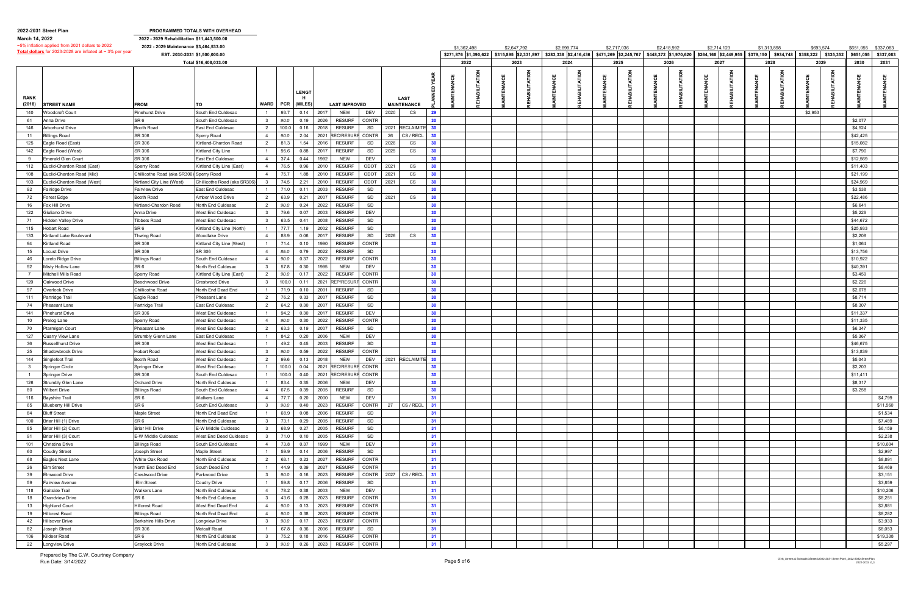**2022-2031 Street Plan**
**March 14, 2022**
~5% inflation applied from 2021 dollars to 2022
**Total dollars** for 2023-2028 are inflated at ~ 3% per year

**PROGRAMMED TOTALS WITH OVERHEAD**
2022 - 2029 Rehabilitation $11,443,500.00
2022 - 2029 Maintenance $3,464,533.00
EST. 2030-2031 $1,500,000.00
Total $16,408,033.00

| RANK (2018) | STREET NAME | FROM | TO | WARD | PCR | LENGTH (MILES) | LAST IMPROVED | | LAST MAINTENANCE | | PLANNED YEAR | 2022 MAINTENANCE | 2022 REHABILITATION | 2023 MAINTENANCE | 2023 REHABILITATION | 2024 MAINTENANCE | 2024 REHABILITATION | 2025 MAINTENANCE | 2025 REHABILITATION | 2026 MAINTENANCE | 2026 REHABILITATION | 2027 MAINTENANCE | 2027 REHABILITATION | 2028 MAINTENANCE | 2028 REHABILITATION | 2029 MAINTENANCE | 2029 REHABILITATION | 2030 MAINTENANCE | 2031 MAINTENANCE |
|---|---|---|---|---|---|---|---|---|---|---|---|---|---|---|---|---|---|---|---|---|---|---|---|---|---|---|---|---|---|
| | | | | | | | | | | | | $1,362,498 | | $2,647,792 | | $2,699,774 | | $2,717,036 | | $2,418,992 | | $2,714,123 | | $1,313,898 | | $693,574 | | $651,055 | $337,083 |
| | | | | | | | | | | | | $271,876 | $1,090,622 | $315,895 | $2,331,897 | $283,338 | $2,416,436 | $471,269 | $2,245,767 | $448,372 | $1,970,620 | $264,168 | $2,449,955 | $379,150 | $934,748 | $358,222 | $335,352 | $651,055 | $337,083 |
| 140 | Woodcroft Court | Pinehurst Drive | South End Culdesac | 1 | 93.7 | 0.14 | 2017 | NEW | DEV | 2020 CS | 29 | | | | | | | | | | | | | | | $2,953 | | | |
| 61 | Anna Drive | SR 6 | South End Culdesac | 3 | 90.0 | 0.19 | 2026 | RESURF | CONTR | | 30 | | | | | | | | | | | | | | | | | $2,077 | |
| 146 | Arborhurst Drive | Booth Road | East End Culdesac | 2 | 100.0 | 0.16 | 2018 | RESURF | SD | 2021 RECLAIMITE | 30 | | | | | | | | | | | | | | | | | $4,524 | |
| 11 | Billings Road | SR 306 | Sperry Road | 4 | 90.0 | 2.04 | 2021 | REC/RESURF | CONTR | 26 CS / RECL | 30 | | | | | | | | | | | | | | | | | $42,425 | |
| 125 | Eagle Road (East) | SR 306 | Kirtland-Chardon Road | 2 | 81.3 | 1.54 | 2016 | RESURF | SD | 2026 CS | 30 | | | | | | | | | | | | | | | | | $15,082 | |
| 142 | Eagle Road (West) | SR 306 | Kirtland City Line | 1 | 95.6 | 0.88 | 2017 | RESURF | SD | 2025 CS | 30 | | | | | | | | | | | | | | | | | $7,790 | |
| 9 | Emerald Glen Court | SR 306 | East End Culdesac | 4 | 37.4 | 0.44 | 1992 | NEW | DEV | | 30 | | | | | | | | | | | | | | | | | $12,569 | |
| 112 | Euclid-Chardon Road (East) | Sperry Road | Kirtland City Line (East) | 4 | 76.5 | 0.96 | 2010 | RESURF | ODOT | 2021 CS | 30 | | | | | | | | | | | | | | | | | $11,403 | |
| 108 | Euclid-Chardon Road (Mid) | Chillicothe Road (aka SR306) | Sperry Road | 4 | 75.7 | 1.88 | 2010 | RESURF | ODOT | 2021 CS | 30 | | | | | | | | | | | | | | | | | $21,199 | |
| 103 | Euclid-Chardon Road (West) | Kirtland City Line (West) | Chillicothe Road (aka SR306) | 3 | 74.5 | 2.21 | 2010 | RESURF | ODOT | 2021 CS | 30 | | | | | | | | | | | | | | | | | $24,969 | |
| 92 | Fairidge Drive | Fairview Drive | East End Culdesac | 1 | 71.0 | 0.11 | 2003 | RESURF | SD | | 30 | | | | | | | | | | | | | | | | | $3,538 | |
| 72 | Forest Edge | Booth Road | Amber Wood Drive | 2 | 63.9 | 0.21 | 2007 | RESURF | SD | 2021 CS | 30 | | | | | | | | | | | | | | | | | $22,486 | |
| 16 | Fox Hill Drive | Kirtland-Chardon Road | North End Culdesac | 2 | 90.0 | 0.24 | 2022 | RESURF | SD | | 30 | | | | | | | | | | | | | | | | | $6,641 | |
| 122 | Giuliano Drive | Anna Drive | West End Culdesac | 3 | 79.6 | 0.07 | 2003 | RESURF | DEV | | 30 | | | | | | | | | | | | | | | | | $5,226 | |
| 71 | Hidden Valley Drive | Tibbets Road | West End Culdesac | 3 | 63.5 | 0.41 | 2008 | RESURF | SD | | 30 | | | | | | | | | | | | | | | | | $44,672 | |
| 115 | Hobart Road | SR 6 | Kirtland City Line (North) | 1 | 77.7 | 1.19 | 2002 | RESURF | SD | | 30 | | | | | | | | | | | | | | | | | $25,933 | |
| 133 | Kirtland Lake Boulevard | Thwing Road | Woodlake Drive | 4 | 88.9 | 0.06 | 2017 | RESURF | SD | 2026 CS | 30 | | | | | | | | | | | | | | | | | $2,208 | |
| 94 | Kirtland Road | SR 306 | Kirtland City Line (West) | 1 | 71.4 | 0.10 | 1990 | RESURF | CONTR | | 30 | | | | | | | | | | | | | | | | | $1,064 | |
| 15 | Locust Drive | SR 306 | SR 306 | 4 | 85.0 | 0.79 | 2022 | RESURF | SD | | 30 | | | | | | | | | | | | | | | | | $13,756 | |
| 46 | Loreto Ridge Drive | Billings Road | South End Culdesac | 4 | 90.0 | 0.37 | 2022 | RESURF | CONTR | | 30 | | | | | | | | | | | | | | | | | $10,922 | |
| 52 | Misty Hollow Lane | SR 6 | North End Culdesac | 3 | 57.8 | 0.30 | 1995 | NEW | DEV | | 30 | | | | | | | | | | | | | | | | | $40,391 | |
| 7 | Mitchell Mills Road | Sperry Road | Kirtland City Line (East) | 2 | 90.0 | 0.17 | 2022 | RESURF | CONTR | | 30 | | | | | | | | | | | | | | | | | $3,459 | |
| 120 | Oakwood Drive | Beechwood Drive | Crestwood Drive | 3 | 100.0 | 0.11 | 2021 | REP/RESURF | CONTR | | 30 | | | | | | | | | | | | | | | | | $2,226 | |
| 97 | Overlook Drive | Chillicothe Road | North End Dead End | 1 | 71.9 | 0.10 | 2001 | RESURF | SD | | 30 | | | | | | | | | | | | | | | | | $2,078 | |
| 111 | Partridge Trail | Eagle Road | Pheasant Lane | 2 | 76.2 | 0.33 | 2007 | RESURF | SD | | 30 | | | | | | | | | | | | | | | | | $8,714 | |
| 74 | Pheasant Lane | Partridge Trail | East End Culdesac | 2 | 64.2 | 0.30 | 2007 | RESURF | SD | | 30 | | | | | | | | | | | | | | | | | $8,307 | |
| 141 | Pinehurst Drive | SR 306 | West End Culdesac | 1 | 94.2 | 0.30 | 2017 | RESURF | DEV | | 30 | | | | | | | | | | | | | | | | | $11,337 | |
| 10 | Prelog Lane | Sperry Road | West End Culdesac | 4 | 90.0 | 0.30 | 2022 | RESURF | CONTR | | 30 | | | | | | | | | | | | | | | | | $11,335 | |
| 70 | Ptarmigan Court | Pheasant Lane | West End Culdesac | 2 | 63.3 | 0.19 | 2007 | RESURF | SD | | 30 | | | | | | | | | | | | | | | | | $6,347 | |
| 127 | Quarry View Lane | Strumbly Glenn Lane | East End Culdesac | 1 | 84.2 | 0.20 | 2006 | NEW | DEV | | 30 | | | | | | | | | | | | | | | | | $5,367 | |
| 36 | Russellhurst Drive | SR 306 | West End Culdesac | 1 | 49.2 | 0.45 | 2003 | RESURF | SD | | 30 | | | | | | | | | | | | | | | | | $46,675 | |
| 25 | Shadowbrook Drive | Hobart Road | West End Culdesac | 3 | 90.0 | 0.59 | 2022 | RESURF | CONTR | | 30 | | | | | | | | | | | | | | | | | $13,839 | |
| 144 | Singlefoot Trail | Booth Road | West End Culdesac | 2 | 99.6 | 0.13 | 2018 | NEW | DEV | 2021 RECLAIMITE | 30 | | | | | | | | | | | | | | | | | $5,043 | |
| 3 | Springer Circle | Springer Drive | West End Culdesac | 1 | 100.0 | 0.04 | 2021 | REC/RESURF | CONTR | | 30 | | | | | | | | | | | | | | | | | $2,203 | |
| 1 | Springer Drive | SR 306 | South End Culdesac | 1 | 100.0 | 0.40 | 2021 | REC/RESURF | CONTR | | 30 | | | | | | | | | | | | | | | | | $11,411 | |
| 126 | Strumbly Glen Lane | Orchard Drive | North End Culdesac | 1 | 83.4 | 0.35 | 2006 | NEW | DEV | | 30 | | | | | | | | | | | | | | | | | $8,317 | |
| 80 | Wilbert Drive | Billings Road | South End Culdesac | 4 | 67.5 | 0.39 | 2005 | RESURF | SD | | 30 | | | | | | | | | | | | | | | | | $3,258 | |
| 116 | Bayshire Trail | SR 6 | Walkers Lane | 4 | 77.7 | 0.20 | 2000 | NEW | DEV | | 31 | | | | | | | | | | | | | | | | | | $4,799 |
| 65 | Blueberry Hill Drive | SR 6 | South End Culdesac | 3 | 90.0 | 0.40 | 2023 | RESURF | CONTR | 27 CS / RECL | 31 | | | | | | | | | | | | | | | | | | $11,560 |
| 84 | Bluff Street | Maple Street | North End Dead End | 1 | 68.9 | 0.08 | 2006 | RESURF | SD | | 31 | | | | | | | | | | | | | | | | | | $1,534 |
| 100 | Briar Hill (1) Drive | SR 6 | North End Culdesac | 3 | 73.1 | 0.29 | 2005 | RESURF | SD | | 31 | | | | | | | | | | | | | | | | | | $7,489 |
| 85 | Briar Hill (2) Court | Briar Hill Drive | E-W Middle Culdesac | 3 | 68.9 | 0.27 | 2005 | RESURF | SD | | 31 | | | | | | | | | | | | | | | | | | $6,159 |
| 91 | Briar Hill (3) Court | E-W Middle Culdesac | West End Dead Culdesac | 3 | 71.0 | 0.10 | 2005 | RESURF | SD | | 31 | | | | | | | | | | | | | | | | | | $2,238 |
| 101 | Christina Drive | Billings Road | South End Culdesac | 4 | 73.8 | 0.37 | 1999 | NEW | DEV | | 31 | | | | | | | | | | | | | | | | | | $10,604 |
| 60 | Coudry Street | Joseph Street | Maple Street | 1 | 59.9 | 0.14 | 2006 | RESURF | SD | | 31 | | | | | | | | | | | | | | | | | | $2,997 |
| 68 | Eagles Nest Lane | White Oak Road | North End Culdesac | 2 | 63.1 | 0.23 | 2027 | RESURF | CONTR | | 31 | | | | | | | | | | | | | | | | | | $8,891 |
| 26 | Elm Street | North End Dead End | South Dead End | 1 | 44.9 | 0.39 | 2027 | RESURF | CONTR | | 31 | | | | | | | | | | | | | | | | | | $8,469 |
| 39 | Elmwood Drive | Crestwood Drive | Parkwood Drive | 3 | 90.0 | 0.16 | 2023 | RESURF | CONTR | 2027 CS / RECL | 31 | | | | | | | | | | | | | | | | | | $3,151 |
| 59 | Fairview Avenue | Elm Street | Coudry Drive | 1 | 59.8 | 0.17 | 2006 | RESURF | SD | | 31 | | | | | | | | | | | | | | | | | | $3,859 |
| 118 | Gailside Trail | Walkers Lane | North End Culdesac | 4 | 78.2 | 0.38 | 2003 | NEW | DEV | | 31 | | | | | | | | | | | | | | | | | | $10,206 |
| 18 | Grandview Drive | SR 6 | North End Culdesac | 3 | 43.6 | 0.28 | 2023 | RESURF | CONTR | | 31 | | | | | | | | | | | | | | | | | | $8,251 |
| 13 | Highland Court | Hillcrest Road | West End Dead End | 4 | 90.0 | 0.13 | 2023 | RESURF | CONTR | | 31 | | | | | | | | | | | | | | | | | | $2,881 |
| 19 | Hillcrest Road | Billings Road | North End Dead End | 4 | 90.0 | 0.38 | 2023 | RESURF | CONTR | | 31 | | | | | | | | | | | | | | | | | | $8,282 |
| 42 | Hillsover Drive | Berkshire Hills Drive | Longview Drive | 3 | 90.0 | 0.17 | 2023 | RESURF | CONTR | | 31 | | | | | | | | | | | | | | | | | | $3,933 |
| 82 | Joseph Street | SR 306 | Metcalf Road | 1 | 67.8 | 0.36 | 2006 | RESURF | SD | | 31 | | | | | | | | | | | | | | | | | | $8,053 |
| 106 | Kildeer Road | SR 6 | North End Culdesac | 3 | 75.2 | 0.18 | 2016 | RESURF | CONTR | | 31 | | | | | | | | | | | | | | | | | | $19,338 |
| 22 | Longview Drive | Graylock Drive | North End Culdesac | 3 | 90.0 | 0.26 | 2023 | RESURF | CONTR | | 31 | | | | | | | | | | | | | | | | | | $5,297 |

Prepared by The C.W. Courtney Company
Run Date: 3/14/2022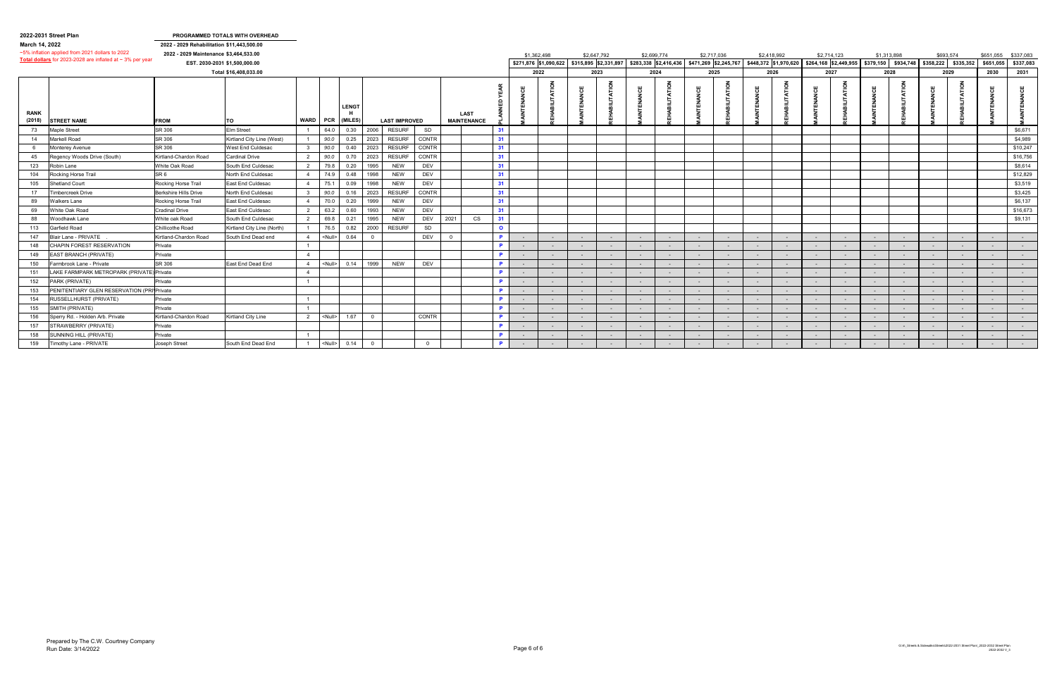**2022-2031 Street Plan**

**March 14, 2022**

~5% inflation applied from 2021 dollars to 2022

**Total dollars** for 2023-2028 are inflated at ~ 3% per year

**PROGRAMMED TOTALS WITH OVERHEAD**

2022 - 2029 Rehabilitation $11,443,500.00

2022 - 2029 Maintenance $3,464,533.00

EST. 2030-2031 $1,500,000.00

Total $16,408,033.00

| RANK (2018) | STREET NAME | FROM | TO | WARD | PCR | LENGTH (MILES) | LAST IMPROVED | | | LAST MAINTENANCE | | PLANNED YEAR | 2022 MAINTENANCE | 2022 REHABILITATION | 2023 MAINTENANCE | 2023 REHABILITATION | 2024 MAINTENANCE | 2024 REHABILITATION | 2025 MAINTENANCE | 2025 REHABILITATION | 2026 MAINTENANCE | 2026 REHABILITATION | 2027 MAINTENANCE | 2027 REHABILITATION | 2028 MAINTENANCE | 2028 REHABILITATION | 2029 MAINTENANCE | 2029 REHABILITATION | 2030 MAINTENANCE | 2031 MAINTENANCE |
|---|---|---|---|---|---|---|---|---|---|---|---|---|---|---|---|---|---|---|---|---|---|---|---|---|---|---|---|---|---|---|
| | | | | | | | | | | | | | $1,362,498 | | $2,647,792 | | $2,699,774 | | $2,717,036 | | $2,418,992 | | $2,714,123 | | $1,313,898 | | $693,574 | | $651,055 | $337,083 |
| | | | | | | | | | | | | | $271,876 | $1,090,622 | $315,895 | $2,331,897 | $283,338 | $2,416,436 | $471,269 | $2,245,767 | $448,372 | $1,970,620 | $264,168 | $2,449,955 | $379,150 | $934,748 | $358,222 | $335,352 | $651,055 | $337,083 |
| 73 | Maple Street | SR 306 | Elm Street | 1 | 64.0 | 0.30 | 2006 | RESURF | SD | | | 31 | | | | | | | | | | | | | | | | | | $6,671 |
| 14 | Markell Road | SR 306 | Kirtland City Line (West) | 1 | 90.0 | 0.25 | 2023 | RESURF | CONTR | | | 31 | | | | | | | | | | | | | | | | | | $4,989 |
| 6 | Monterey Avenue | SR 306 | West End Culdesac | 3 | 90.0 | 0.40 | 2023 | RESURF | CONTR | | | 31 | | | | | | | | | | | | | | | | | | $10,247 |
| 45 | Regency Woods Drive (South) | Kirtland-Chardon Road | Cardinal Drive | 2 | 90.0 | 0.70 | 2023 | RESURF | CONTR | | | 31 | | | | | | | | | | | | | | | | | | $16,756 |
| 123 | Robin Lane | White Oak Road | South End Culdesac | 2 | 79.8 | 0.20 | 1995 | NEW | DEV | | | 31 | | | | | | | | | | | | | | | | | | $8,614 |
| 104 | Rocking Horse Trail | SR 6 | North End Culdesac | 4 | 74.9 | 0.48 | 1998 | NEW | DEV | | | 31 | | | | | | | | | | | | | | | | | | $12,829 |
| 105 | Shetland Court | Rocking Horse Trail | East End Culdesac | 4 | 75.1 | 0.09 | 1998 | NEW | DEV | | | 31 | | | | | | | | | | | | | | | | | | $3,519 |
| 17 | Timbercreek Drive | Berkshire Hills Drive | North End Culdesac | 3 | 90.0 | 0.16 | 2023 | RESURF | CONTR | | | 31 | | | | | | | | | | | | | | | | | | $3,425 |
| 89 | Walkers Lane | Rocking Horse Trail | East End Culdesac | 4 | 70.0 | 0.20 | 1999 | NEW | DEV | | | 31 | | | | | | | | | | | | | | | | | | $6,137 |
| 69 | White Oak Road | Cradinal Drive | East End Culdesac | 2 | 63.2 | 0.60 | 1993 | NEW | DEV | | | 31 | | | | | | | | | | | | | | | | | | $16,673 |
| 88 | Woodhawk Lane | White oak Road | South End Culdesac | 2 | 69.8 | 0.21 | 1995 | NEW | DEV | 2021 | CS | 31 | | | | | | | | | | | | | | | | | | $9,131 |
| 113 | Garfield Road | Chillicothe Road | Kirtland City Line (North) | 1 | 76.5 | 0.82 | 2000 | RESURF | SD | | | O | | | | | | | | | | | | | | | | | | |
| 147 | Blair Lane - PRIVATE | Kirtland-Chardon Road | South End Dead end | 4 | <Null> | 0.64 | 0 | | DEV | 0 | | P | - | - | - | - | - | - | - | - | - | - | - | - | - | - | - | - | - | - |
| 148 | CHAPIN FOREST RESERVATION | Private | | 1 | | | | | | | | P | - | - | - | - | - | - | - | - | - | - | - | - | - | - | - | - | - | - |
| 149 | EAST BRANCH (PRIVATE) | Private | | 4 | | | | | | | | P | - | - | - | - | - | - | - | - | - | - | - | - | - | - | - | - | - | - |
| 150 | Farmbrook Lane - Private | SR 306 | East End Dead End | 4 | <Null> | 0.14 | 1999 | NEW | DEV | | | P | - | - | - | - | - | - | - | - | - | - | - | - | - | - | - | - | - | - |
| 151 | LAKE FARMPARK METROPARK (PRIVATE) | Private | | 4 | | | | | | | | P | - | - | - | - | - | - | - | - | - | - | - | - | - | - | - | - | - | - |
| 152 | PARK (PRIVATE) | Private | | 1 | | | | | | | | P | - | - | - | - | - | - | - | - | - | - | - | - | - | - | - | - | - | - |
| 153 | PENITENTIARY GLEN RESERVATION (PRI | Private | | | | | | | | | | P | - | - | - | - | - | - | - | - | - | - | - | - | - | - | - | - | - | - |
| 154 | RUSSELLHURST (PRIVATE) | Private | | 1 | | | | | | | | P | - | - | - | - | - | - | - | - | - | - | - | - | - | - | - | - | - | - |
| 155 | SMITH (PRIVATE) | Private | | 1 | | | | | | | | P | - | - | - | - | - | - | - | - | - | - | - | - | - | - | - | - | - | - |
| 156 | Sperry Rd. - Holden Arb. Private | Kirtland-Chardon Road | Kirtland City Line | 2 | <Null> | 1.67 | 0 | | CONTR | | | P | - | - | - | - | - | - | - | - | - | - | - | - | - | - | - | - | - | - |
| 157 | STRAWBERRY (PRIVATE) | Private | | | | | | | | | | P | - | - | - | - | - | - | - | - | - | - | - | - | - | - | - | - | - | - |
| 158 | SUNNING HILL (PRIVATE) | Private | | 1 | | | | | | | | P | - | - | - | - | - | - | - | - | - | - | - | - | - | - | - | - | - | - |
| 159 | Timothy Lane - PRIVATE | Joseph Street | South End Dead End | 1 | <Null> | 0.14 | 0 | | 0 | | | P | - | - | - | - | - | - | - | - | - | - | - | - | - | - | - | - | - | - |

Prepared by The C.W. Courtney Company

Run Date: 3/14/2022